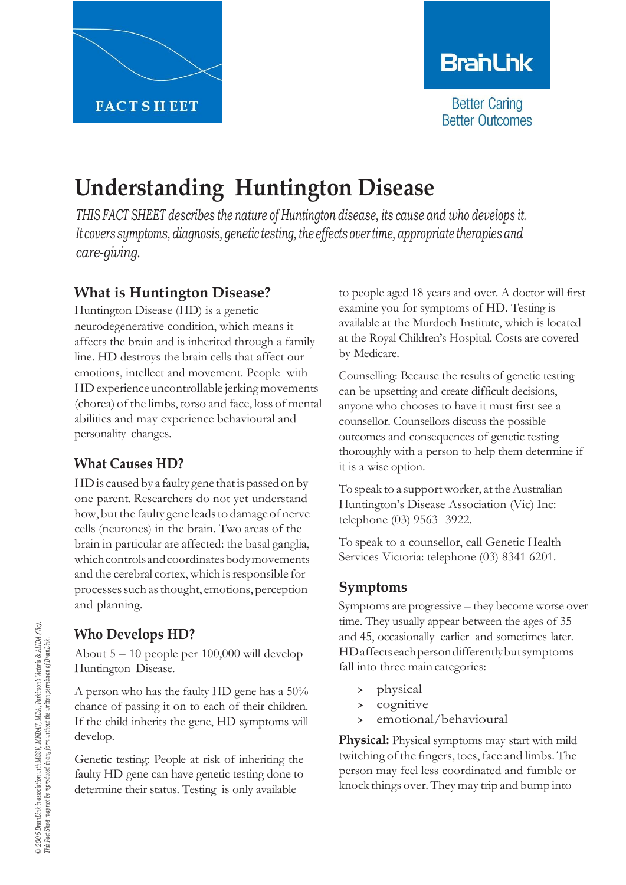FACT SHEET

BrainLink

Better Caring
Better Outcomes

# Understanding Huntington Disease

*THIS FACT SHEET describes the nature of Huntington disease, its cause and who develops it. It covers symptoms, diagnosis, genetic testing, the effects over time, appropriate therapies and care-giving.*

## What is Huntington Disease?

Huntington Disease (HD) is a genetic neurodegenerative condition, which means it affects the brain and is inherited through a family line. HD destroys the brain cells that affect our emotions, intellect and movement. People with HD experience uncontrollable jerking movements (chorea) of the limbs, torso and face, loss of mental abilities and may experience behavioural and personality changes.

## What Causes HD?

HD is caused by a faulty gene that is passed on by one parent. Researchers do not yet understand how, but the faulty gene leads to damage of nerve cells (neurones) in the brain. Two areas of the brain in particular are affected: the basal ganglia, which controls and coordinates body movements and the cerebral cortex, which is responsible for processes such as thought, emotions, perception and planning.

## Who Develops HD?

About 5 – 10 people per 100,000 will develop Huntington Disease.

A person who has the faulty HD gene has a 50% chance of passing it on to each of their children. If the child inherits the gene, HD symptoms will develop.

Genetic testing: People at risk of inheriting the faulty HD gene can have genetic testing done to determine their status. Testing is only available to people aged 18 years and over. A doctor will first examine you for symptoms of HD. Testing is available at the Murdoch Institute, which is located at the Royal Children's Hospital. Costs are covered by Medicare.

Counselling: Because the results of genetic testing can be upsetting and create difficult decisions, anyone who chooses to have it must first see a counsellor. Counsellors discuss the possible outcomes and consequences of genetic testing thoroughly with a person to help them determine if it is a wise option.

To speak to a support worker, at the Australian Huntington's Disease Association (Vic) Inc: telephone (03) 9563 3922.

To speak to a counsellor, call Genetic Health Services Victoria: telephone (03) 8341 6201.

## Symptoms

Symptoms are progressive – they become worse over time. They usually appear between the ages of 35 and 45, occasionally earlier and sometimes later. HD affects each person differently but symptoms fall into three main categories:

- physical
- cognitive
- emotional/behavioural

**Physical:** Physical symptoms may start with mild twitching of the fingers, toes, face and limbs. The person may feel less coordinated and fumble or knock things over. They may trip and bump into

*© 2006 BrainLink in association with MSSV, MNDAV, MDA, Parkinson's Victoria & AHDA (Vic). This Fact Sheet may not be reproduced in any form without the written permission of BrainLink.*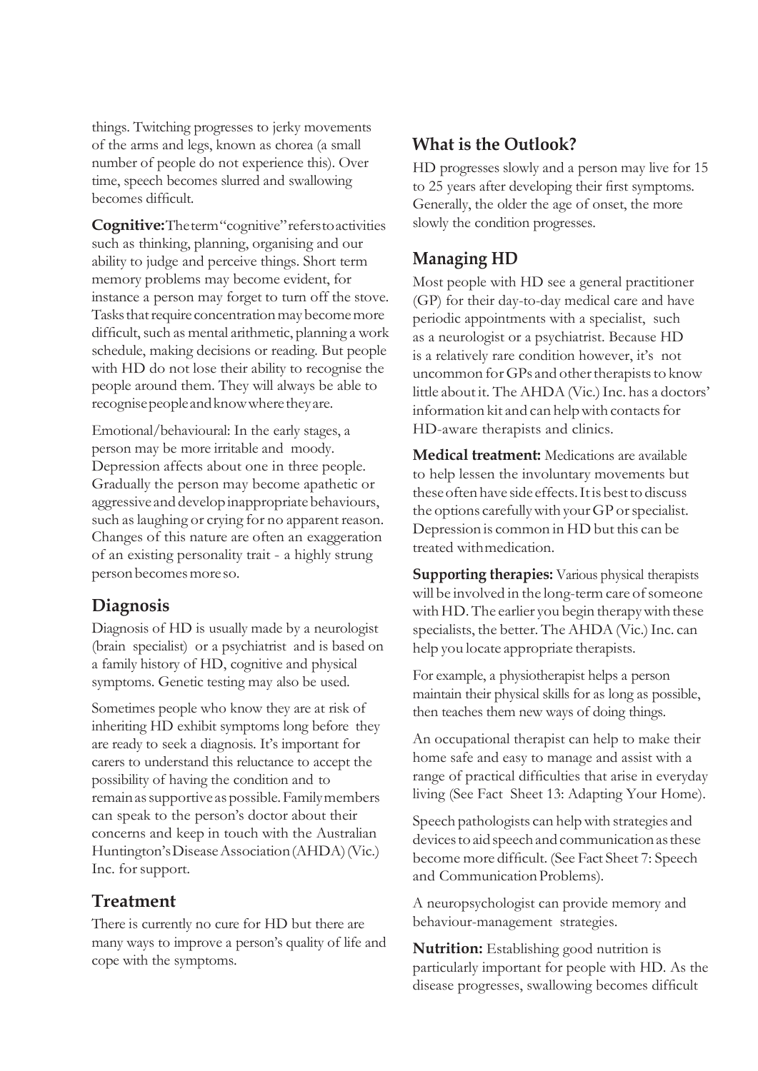things. Twitching progresses to jerky movements of the arms and legs, known as chorea (a small number of people do not experience this). Over time, speech becomes slurred and swallowing becomes difficult.

**Cognitive:** The term "cognitive" refers to activities such as thinking, planning, organising and our ability to judge and perceive things. Short term memory problems may become evident, for instance a person may forget to turn off the stove. Tasks that require concentration may become more difficult, such as mental arithmetic, planning a work schedule, making decisions or reading. But people with HD do not lose their ability to recognise the people around them. They will always be able to recognise people and know where they are.

Emotional/behavioural: In the early stages, a person may be more irritable and moody. Depression affects about one in three people. Gradually the person may become apathetic or aggressive and develop inappropriate behaviours, such as laughing or crying for no apparent reason. Changes of this nature are often an exaggeration of an existing personality trait - a highly strung person becomes more so.

## Diagnosis

Diagnosis of HD is usually made by a neurologist (brain specialist) or a psychiatrist and is based on a family history of HD, cognitive and physical symptoms. Genetic testing may also be used.

Sometimes people who know they are at risk of inheriting HD exhibit symptoms long before they are ready to seek a diagnosis. It's important for carers to understand this reluctance to accept the possibility of having the condition and to remain as supportive as possible. Family members can speak to the person's doctor about their concerns and keep in touch with the Australian Huntington's Disease Association (AHDA) (Vic.) Inc. for support.

## Treatment

There is currently no cure for HD but there are many ways to improve a person's quality of life and cope with the symptoms.

## What is the Outlook?

HD progresses slowly and a person may live for 15 to 25 years after developing their first symptoms. Generally, the older the age of onset, the more slowly the condition progresses.

## Managing HD

Most people with HD see a general practitioner (GP) for their day-to-day medical care and have periodic appointments with a specialist, such as a neurologist or a psychiatrist. Because HD is a relatively rare condition however, it's not uncommon for GPs and other therapists to know little about it. The AHDA (Vic.) Inc. has a doctors' information kit and can help with contacts for HD-aware therapists and clinics.

**Medical treatment:** Medications are available to help lessen the involuntary movements but these often have side effects. It is best to discuss the options carefully with your GP or specialist. Depression is common in HD but this can be treated with medication.

**Supporting therapies:** Various physical therapists will be involved in the long-term care of someone with HD. The earlier you begin therapy with these specialists, the better. The AHDA (Vic.) Inc. can help you locate appropriate therapists.

For example, a physiotherapist helps a person maintain their physical skills for as long as possible, then teaches them new ways of doing things.

An occupational therapist can help to make their home safe and easy to manage and assist with a range of practical difficulties that arise in everyday living (See Fact Sheet 13: Adapting Your Home).

Speech pathologists can help with strategies and devices to aid speech and communication as these become more difficult. (See Fact Sheet 7: Speech and Communication Problems).

A neuropsychologist can provide memory and behaviour-management strategies.

**Nutrition:** Establishing good nutrition is particularly important for people with HD. As the disease progresses, swallowing becomes difficult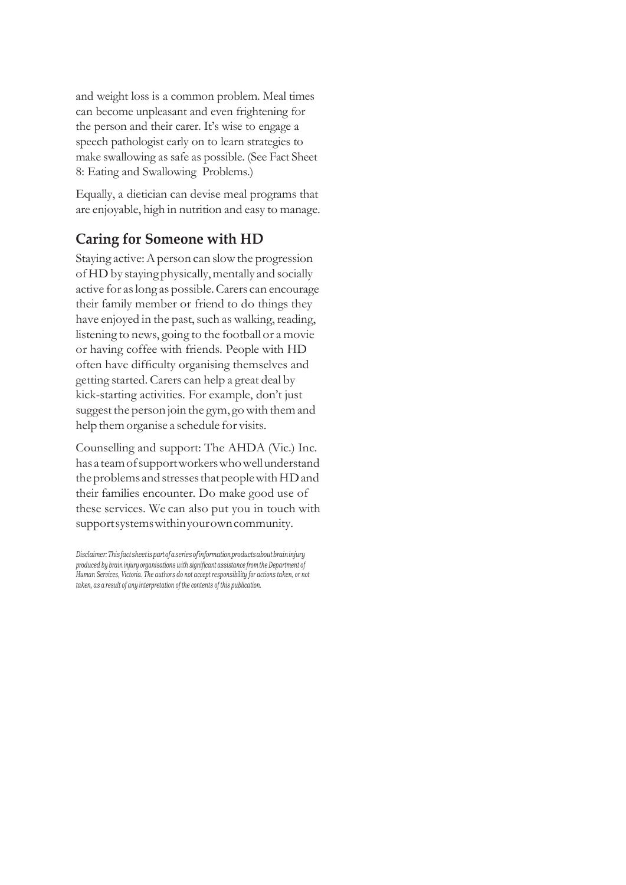and weight loss is a common problem. Meal times can become unpleasant and even frightening for the person and their carer. It's wise to engage a speech pathologist early on to learn strategies to make swallowing as safe as possible. (See Fact Sheet 8: Eating and Swallowing Problems.)

Equally, a dietician can devise meal programs that are enjoyable, high in nutrition and easy to manage.

## Caring for Someone with HD

Staying active: A person can slow the progression of HD by staying physically, mentally and socially active for as long as possible. Carers can encourage their family member or friend to do things they have enjoyed in the past, such as walking, reading, listening to news, going to the football or a movie or having coffee with friends. People with HD often have difficulty organising themselves and getting started. Carers can help a great deal by kick-starting activities. For example, don't just suggest the person join the gym, go with them and help them organise a schedule for visits.

Counselling and support: The AHDA (Vic.) Inc. has a team of support workers who well understand the problems and stresses that people with HD and their families encounter. Do make good use of these services. We can also put you in touch with support systems within your own community.

*Disclaimer: This fact sheet is part of a series of information products about brain injury produced by brain injury organisations with significant assistance from the Department of Human Services, Victoria. The authors do not accept responsibility for actions taken, or not taken, as a result of any interpretation of the contents of this publication.*